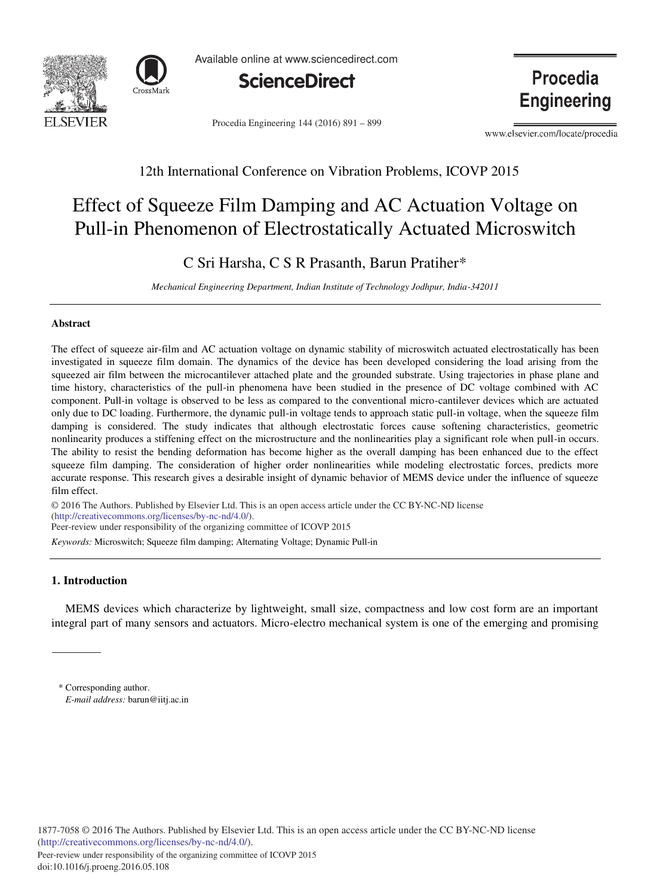12th International Conference on Vibration Problems, ICOVP 2015

# Effect of Squeeze Film Damping and AC Actuation Voltage on Pull-in Phenomenon of Electrostatically Actuated Microswitch

C Sri Harsha, C S R Prasanth, Barun Pratiher*

*Mechanical Engineering Department, Indian Institute of Technology Jodhpur, India-342011*

## Abstract

The effect of squeeze air-film and AC actuation voltage on dynamic stability of microswitch actuated electrostatically has been investigated in squeeze film domain. The dynamics of the device has been developed considering the load arising from the squeezed air film between the microcantilever attached plate and the grounded substrate. Using trajectories in phase plane and time history, characteristics of the pull-in phenomena have been studied in the presence of DC voltage combined with AC component. Pull-in voltage is observed to be less as compared to the conventional micro-cantilever devices which are actuated only due to DC loading. Furthermore, the dynamic pull-in voltage tends to approach static pull-in voltage, when the squeeze film damping is considered. The study indicates that although electrostatic forces cause softening characteristics, geometric nonlinearity produces a stiffening effect on the microstructure and the nonlinearities play a significant role when pull-in occurs. The ability to resist the bending deformation has become higher as the overall damping has been enhanced due to the effect squeeze film damping. The consideration of higher order nonlinearities while modeling electrostatic forces, predicts more accurate response. This research gives a desirable insight of dynamic behavior of MEMS device under the influence of squeeze film effect.

© 2016 The Authors. Published by Elsevier Ltd. This is an open access article under the CC BY-NC-ND license (http://creativecommons.org/licenses/by-nc-nd/4.0/).
Peer-review under responsibility of the organizing committee of ICOVP 2015

*Keywords:* Microswitch; Squeeze film damping; Alternating Voltage; Dynamic Pull-in

## 1. Introduction

MEMS devices which characterize by lightweight, small size, compactness and low cost form are an important integral part of many sensors and actuators. Micro-electro mechanical system is one of the emerging and promising

\* Corresponding author.
*E-mail address:* barun@iitj.ac.in

1877-7058 © 2016 The Authors. Published by Elsevier Ltd. This is an open access article under the CC BY-NC-ND license (http://creativecommons.org/licenses/by-nc-nd/4.0/).
Peer-review under responsibility of the organizing committee of ICOVP 2015
doi:10.1016/j.proeng.2016.05.108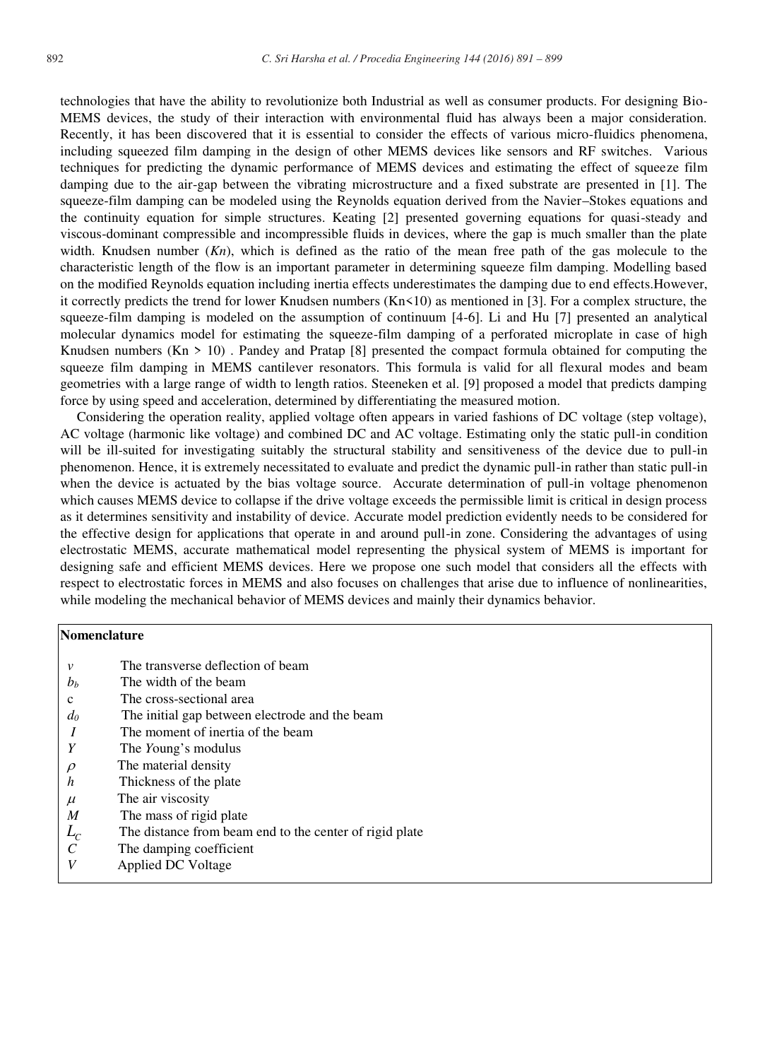technologies that have the ability to revolutionize both Industrial as well as consumer products. For designing Bio-MEMS devices, the study of their interaction with environmental fluid has always been a major consideration. Recently, it has been discovered that it is essential to consider the effects of various micro-fluidics phenomena, including squeezed film damping in the design of other MEMS devices like sensors and RF switches. Various techniques for predicting the dynamic performance of MEMS devices and estimating the effect of squeeze film damping due to the air-gap between the vibrating microstructure and a fixed substrate are presented in [1]. The squeeze-film damping can be modeled using the Reynolds equation derived from the Navier–Stokes equations and the continuity equation for simple structures. Keating [2] presented governing equations for quasi-steady and viscous-dominant compressible and incompressible fluids in devices, where the gap is much smaller than the plate width. Knudsen number (*Kn*), which is defined as the ratio of the mean free path of the gas molecule to the characteristic length of the flow is an important parameter in determining squeeze film damping. Modelling based on the modified Reynolds equation including inertia effects underestimates the damping due to end effects.However, it correctly predicts the trend for lower Knudsen numbers ($Kn<10$) as mentioned in [3]. For a complex structure, the squeeze-film damping is modeled on the assumption of continuum [4-6]. Li and Hu [7] presented an analytical molecular dynamics model for estimating the squeeze-film damping of a perforated microplate in case of high Knudsen numbers ($Kn > 10$) . Pandey and Pratap [8] presented the compact formula obtained for computing the squeeze film damping in MEMS cantilever resonators. This formula is valid for all flexural modes and beam geometries with a large range of width to length ratios. Steeneken et al. [9] proposed a model that predicts damping force by using speed and acceleration, determined by differentiating the measured motion.

Considering the operation reality, applied voltage often appears in varied fashions of DC voltage (step voltage), AC voltage (harmonic like voltage) and combined DC and AC voltage. Estimating only the static pull-in condition will be ill-suited for investigating suitably the structural stability and sensitiveness of the device due to pull-in phenomenon. Hence, it is extremely necessitated to evaluate and predict the dynamic pull-in rather than static pull-in when the device is actuated by the bias voltage source. Accurate determination of pull-in voltage phenomenon which causes MEMS device to collapse if the drive voltage exceeds the permissible limit is critical in design process as it determines sensitivity and instability of device. Accurate model prediction evidently needs to be considered for the effective design for applications that operate in and around pull-in zone. Considering the advantages of using electrostatic MEMS, accurate mathematical model representing the physical system of MEMS is important for designing safe and efficient MEMS devices. Here we propose one such model that considers all the effects with respect to electrostatic forces in MEMS and also focuses on challenges that arise due to influence of nonlinearities, while modeling the mechanical behavior of MEMS devices and mainly their dynamics behavior.

**Nomenclature**

| | |
|---|---|
| $v$ | The transverse deflection of beam |
| $b_b$ | The width of the beam |
| c | The cross-sectional area |
| $d_0$ | The initial gap between electrode and the beam |
| $I$ | The moment of inertia of the beam |
| $Y$ | The Young's modulus |
| $\rho$ | The material density |
| $h$ | Thickness of the plate |
| $\mu$ | The air viscosity |
| $M$ | The mass of rigid plate |
| $L_C$ | The distance from beam end to the center of rigid plate |
| $C$ | The damping coefficient |
| $V$ | Applied DC Voltage |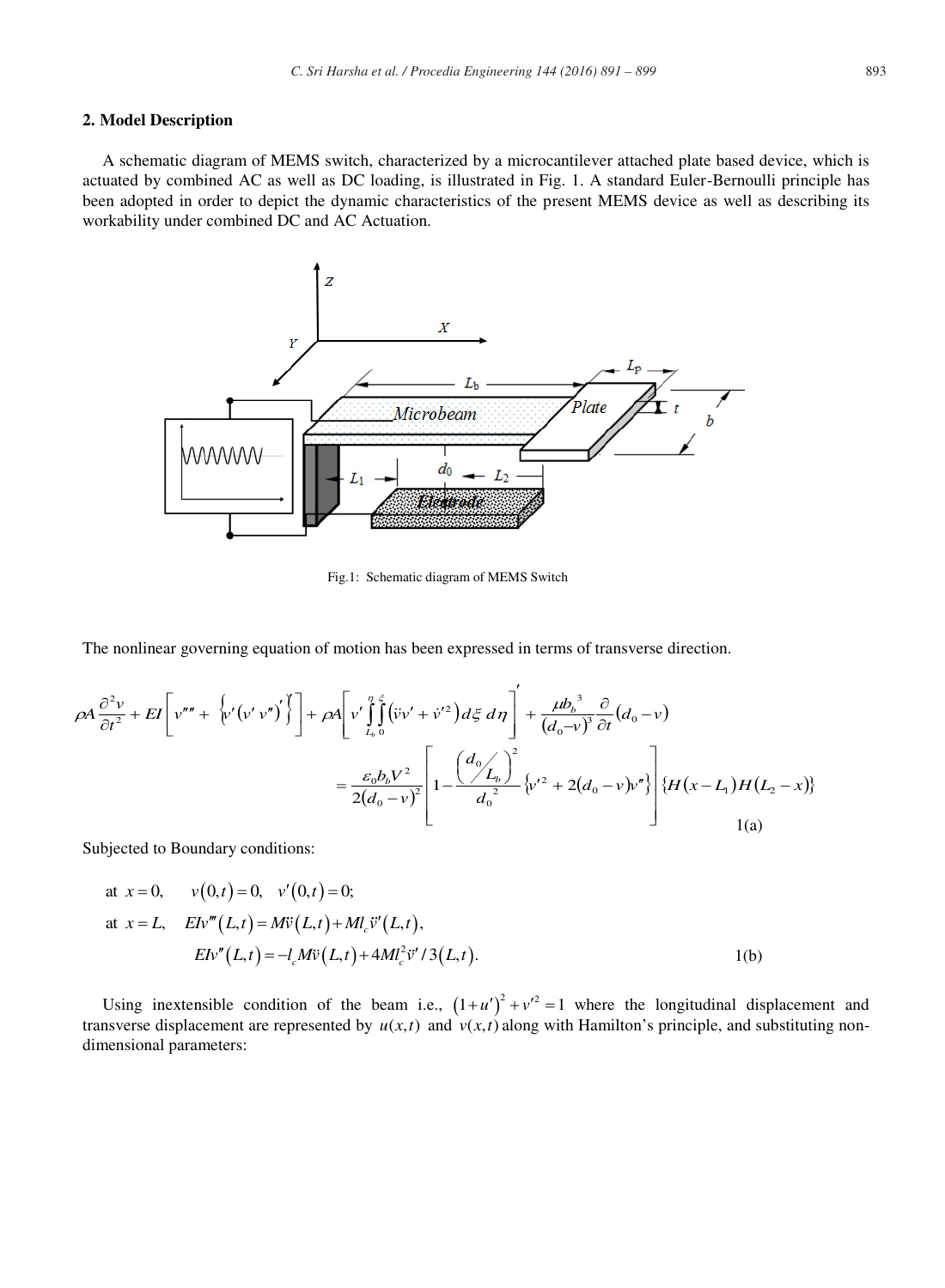## 2. Model Description

A schematic diagram of MEMS switch, characterized by a microcantilever attached plate based device, which is actuated by combined AC as well as DC loading, is illustrated in Fig. 1. A standard Euler-Bernoulli principle has been adopted in order to depict the dynamic characteristics of the present MEMS device as well as describing its workability under combined DC and AC Actuation.

Fig.1: Schematic diagram of MEMS Switch

The nonlinear governing equation of motion has been expressed in terms of transverse direction.

$$\rho A \frac{\partial^2 v}{\partial t^2} + EI\left[ v'''' + \left\{ v'\left(v'\,v''\right)' \right\}' \right] + \rho A\left[ v' \int_{L_b}^{\eta}\int_{0}^{\xi} \left( \ddot{v}v' + \dot{v}'^2 \right) d\xi \, d\eta \right]' + \frac{\mu b_b^{\,3}}{\left(d_0 - v\right)^3} \frac{\partial}{\partial t}\left(d_0 - v\right)$$

$$= \frac{\varepsilon_0 b_b V^2}{2\left(d_0 - v\right)^2} \left[ 1 - \frac{\left( d_0 / L_b \right)^2}{d_0^{\,2}} \left\{ v'^2 + 2\left(d_0 - v\right) v'' \right\} \right] \left\{ H\left(x - L_1\right) H\left(L_2 - x\right) \right\} \qquad 1(a)$$

Subjected to Boundary conditions:

$$\text{at } x = 0, \quad v(0,t) = 0, \quad v'(0,t) = 0;$$

$$\text{at } x = L, \quad EIv'''(L,t) = M\ddot{v}(L,t) + Ml_c \ddot{v}'(L,t),$$

$$EIv''(L,t) = -l_c M\ddot{v}(L,t) + 4Ml_c^2 \ddot{v}'/3(L,t). \qquad 1(b)$$

Using inextensible condition of the beam i.e., $(1+u')^2 + v'^2 = 1$ where the longitudinal displacement and transverse displacement are represented by $u(x,t)$ and $v(x,t)$ along with Hamilton's principle, and substituting non-dimensional parameters: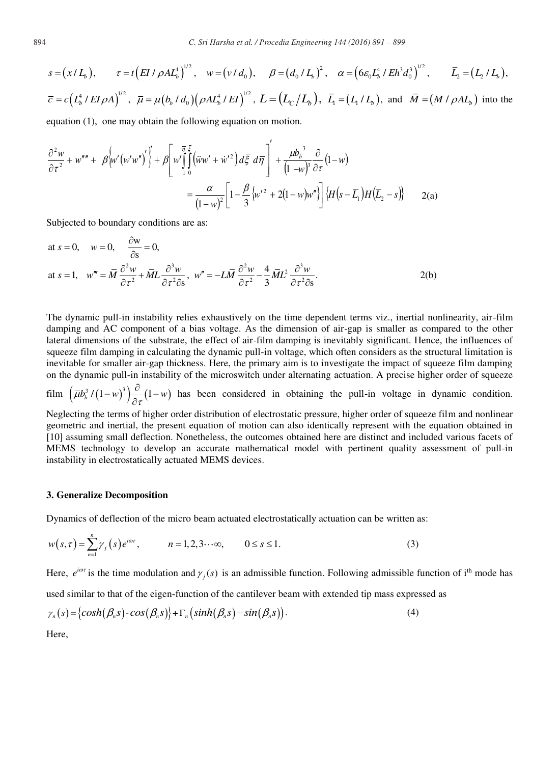$s = (x / L_b)$, $\quad \tau = t\left(EI / \rho A L_b^4\right)^{1/2}$, $\quad w = (v / d_0)$, $\quad \beta = (d_0 / L_b)^2$, $\quad \alpha = \left(6\varepsilon_0 L_b^4 / E h^3 d_0^3\right)^{1/2}$, $\quad \bar{L}_2 = (L_2 / L_b)$,

$\bar{c} = c\left(L_b^4 / EI \rho A\right)^{1/2}$, $\bar{\mu} = \mu (b_b / d_0)\left(\rho A L_b^4 / EI\right)^{1/2}$, $L = (L_C / L_b)$, $\bar{L}_1 = (L_1 / L_b)$, and $\bar{M} = (M / \rho A L_b)$ into the equation (1), one may obtain the following equation on motion.

$$\frac{\partial^2 w}{\partial \tau^2} + w'''' + \beta\left\{w'\left(w'w''\right)'\right\}' + \beta\left[w'\int_1^{\bar{\eta}}\int_0^{\bar{\xi}}\left(\ddot{w}w' + \dot{w}'^2\right)d\bar{\xi}\, d\bar{\eta}\right]' + \frac{\mu b_b^{\,3}}{(1-w)^3}\frac{\partial}{\partial \tau}(1-w)$$
$$= \frac{\alpha}{(1-w)^2}\left[1 - \frac{\beta}{3}\left\{w'^2 + 2(1-w)w''\right\}\right]\left\{H\left(s-\bar{L}_1\right)H\left(\bar{L}_2 - s\right)\right\} \qquad 2(a)$$

Subjected to boundary conditions are as:

$$\text{at } s = 0, \quad w = 0, \quad \frac{\partial \mathrm{w}}{\partial \mathrm{s}} = 0,$$
$$\text{at } s = 1, \quad w''' = \bar{M}\frac{\partial^2 w}{\partial \tau^2} + \bar{M}L\frac{\partial^3 w}{\partial \tau^2 \partial \mathrm{s}}, \; w'' = -L\bar{M}\frac{\partial^2 w}{\partial \tau^2} - \frac{4}{3}\bar{M}L^2\frac{\partial^3 w}{\partial \tau^2 \partial \mathrm{s}}. \qquad 2(b)$$

The dynamic pull-in instability relies exhaustively on the time dependent terms viz., inertial nonlinearity, air-film damping and AC component of a bias voltage. As the dimension of air-gap is smaller as compared to the other lateral dimensions of the substrate, the effect of air-film damping is inevitably significant. Hence, the influences of squeeze film damping in calculating the dynamic pull-in voltage, which often considers as the structural limitation is inevitable for smaller air-gap thickness. Here, the primary aim is to investigate the impact of squeeze film damping on the dynamic pull-in instability of the microswitch under alternating actuation. A precise higher order of squeeze film $\left(\bar{\mu}b_b^3 / (1-w)^3\right)\frac{\partial}{\partial \tau}(1-w)$ has been considered in obtaining the pull-in voltage in dynamic condition. Neglecting the terms of higher order distribution of electrostatic pressure, higher order of squeeze film and nonlinear geometric and inertial, the present equation of motion can also identically represent with the equation obtained in [10] assuming small deflection. Nonetheless, the outcomes obtained here are distinct and included various facets of MEMS technology to develop an accurate mathematical model with pertinent quality assessment of pull-in instability in electrostatically actuated MEMS devices.

### 3. Generalize Decomposition

Dynamics of deflection of the micro beam actuated electrostatically actuation can be written as:

$$w(s,\tau) = \sum_{n=1}^{n}\gamma_j(s)e^{i\omega\tau}, \qquad n = 1, 2, 3\cdots\infty, \qquad 0 \le s \le 1. \qquad (3)$$

Here, $e^{i\omega\tau}$ is the time modulation and $\gamma_j(s)$ is an admissible function. Following admissible function of i[th] mode has used similar to that of the eigen-function of the cantilever beam with extended tip mass expressed as

$$\gamma_n(s) = \left\{cosh(\beta_n s) - cos(\beta_n s)\right\} + \Gamma_n\left(sinh(\beta_n s) - sin(\beta_n s)\right). \qquad (4)$$

Here,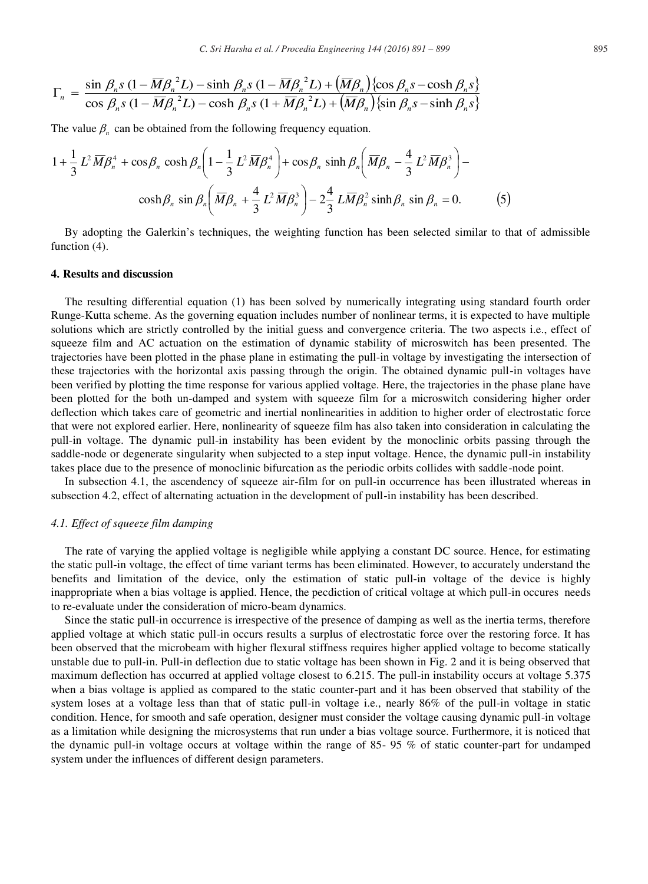$$\Gamma_n = \frac{\sin \beta_n s\,(1-\overline{M}\beta_n^{\,2}L) - \sinh \beta_n s\,(1-\overline{M}\beta_n^{\,2}L) + \left(\overline{M}\beta_n\right)\{\cos \beta_n s - \cosh \beta_n s\}}{\cos \beta_n s\,(1-\overline{M}\beta_n^{\,2}L) - \cosh \beta_n s\,(1+\overline{M}\beta_n^{\,2}L) + \left(\overline{M}\beta_n\right)\{\sin \beta_n s - \sinh \beta_n s\}}$$

The value $\beta_n$ can be obtained from the following frequency equation.

$$1+\frac{1}{3}L^2\overline{M}\beta_n^4 + \cos\beta_n \cosh\beta_n\left(1-\frac{1}{3}L^2\overline{M}\beta_n^4\right) + \cos\beta_n \sinh\beta_n\left(\overline{M}\beta_n - \frac{4}{3}L^2\overline{M}\beta_n^3\right) - \cosh\beta_n \sin\beta_n\left(\overline{M}\beta_n + \frac{4}{3}L^2\overline{M}\beta_n^3\right) - 2\frac{4}{3}L\overline{M}\beta_n^2 \sinh\beta_n \sin\beta_n = 0. \tag{5}$$

By adopting the Galerkin's techniques, the weighting function has been selected similar to that of admissible function (4).

## 4. Results and discussion

The resulting differential equation (1) has been solved by numerically integrating using standard fourth order Runge-Kutta scheme. As the governing equation includes number of nonlinear terms, it is expected to have multiple solutions which are strictly controlled by the initial guess and convergence criteria. The two aspects i.e., effect of squeeze film and AC actuation on the estimation of dynamic stability of microswitch has been presented. The trajectories have been plotted in the phase plane in estimating the pull-in voltage by investigating the intersection of these trajectories with the horizontal axis passing through the origin. The obtained dynamic pull-in voltages have been verified by plotting the time response for various applied voltage. Here, the trajectories in the phase plane have been plotted for the both un-damped and system with squeeze film for a microswitch considering higher order deflection which takes care of geometric and inertial nonlinearities in addition to higher order of electrostatic force that were not explored earlier. Here, nonlinearity of squeeze film has also taken into consideration in calculating the pull-in voltage. The dynamic pull-in instability has been evident by the monoclinic orbits passing through the saddle-node or degenerate singularity when subjected to a step input voltage. Hence, the dynamic pull-in instability takes place due to the presence of monoclinic bifurcation as the periodic orbits collides with saddle-node point.

In subsection 4.1, the ascendency of squeeze air-film for on pull-in occurrence has been illustrated whereas in subsection 4.2, effect of alternating actuation in the development of pull-in instability has been described.

### 4.1. Effect of squeeze film damping

The rate of varying the applied voltage is negligible while applying a constant DC source. Hence, for estimating the static pull-in voltage, the effect of time variant terms has been eliminated. However, to accurately understand the benefits and limitation of the device, only the estimation of static pull-in voltage of the device is highly inappropriate when a bias voltage is applied. Hence, the pecdiction of critical voltage at which pull-in occures needs to re-evaluate under the consideration of micro-beam dynamics.

Since the static pull-in occurrence is irrespective of the presence of damping as well as the inertia terms, therefore applied voltage at which static pull-in occurs results a surplus of electrostatic force over the restoring force. It has been observed that the microbeam with higher flexural stiffness requires higher applied voltage to become statically unstable due to pull-in. Pull-in deflection due to static voltage has been shown in Fig. 2 and it is being observed that maximum deflection has occurred at applied voltage closest to 6.215. The pull-in instability occurs at voltage 5.375 when a bias voltage is applied as compared to the static counter-part and it has been observed that stability of the system loses at a voltage less than that of static pull-in voltage i.e., nearly 86% of the pull-in voltage in static condition. Hence, for smooth and safe operation, designer must consider the voltage causing dynamic pull-in voltage as a limitation while designing the microsystems that run under a bias voltage source. Furthermore, it is noticed that the dynamic pull-in voltage occurs at voltage within the range of 85- 95 % of static counter-part for undamped system under the influences of different design parameters.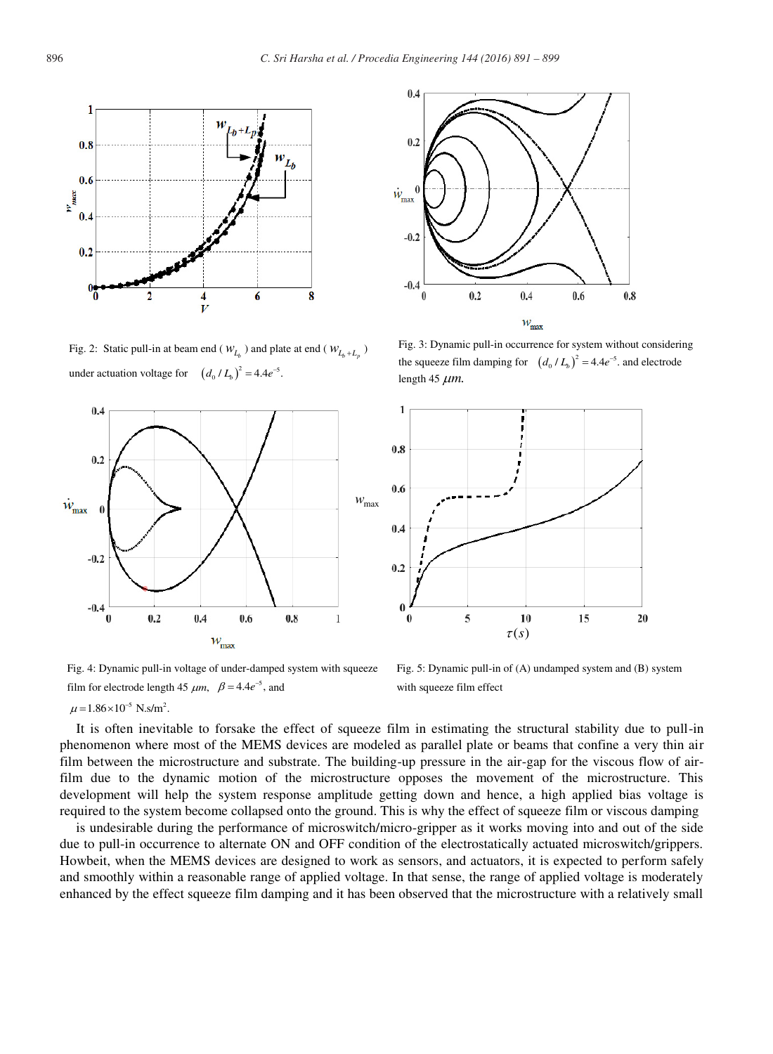Fig. 2: Static pull-in at beam end ( $w_{L_b}$ ) and plate at end ( $w_{L_b+L_p}$ ) under actuation voltage for $(d_0/L_b)^2 = 4.4e^{-5}$.

Fig. 3: Dynamic pull-in occurrence for system without considering the squeeze film damping for $(d_0/L_b)^2 = 4.4e^{-5}$. and electrode length 45 $\mu m$.

Fig. 4: Dynamic pull-in voltage of under-damped system with squeeze film for electrode length 45 $\mu m$, $\beta = 4.4e^{-5}$, and $\mu = 1.86\times10^{-5}$ N.s/m$^2$.

Fig. 5: Dynamic pull-in of (A) undamped system and (B) system with squeeze film effect

It is often inevitable to forsake the effect of squeeze film in estimating the structural stability due to pull-in phenomenon where most of the MEMS devices are modeled as parallel plate or beams that confine a very thin air film between the microstructure and substrate. The building-up pressure in the air-gap for the viscous flow of air-film due to the dynamic motion of the microstructure opposes the movement of the microstructure. This development will help the system response amplitude getting down and hence, a high applied bias voltage is required to the system become collapsed onto the ground. This is why the effect of squeeze film or viscous damping is undesirable during the performance of microswitch/micro-gripper as it works moving into and out of the side due to pull-in occurrence to alternate ON and OFF condition of the electrostatically actuated microswitch/grippers. Howbeit, when the MEMS devices are designed to work as sensors, and actuators, it is expected to perform safely and smoothly within a reasonable range of applied voltage. In that sense, the range of applied voltage is moderately enhanced by the effect squeeze film damping and it has been observed that the microstructure with a relatively small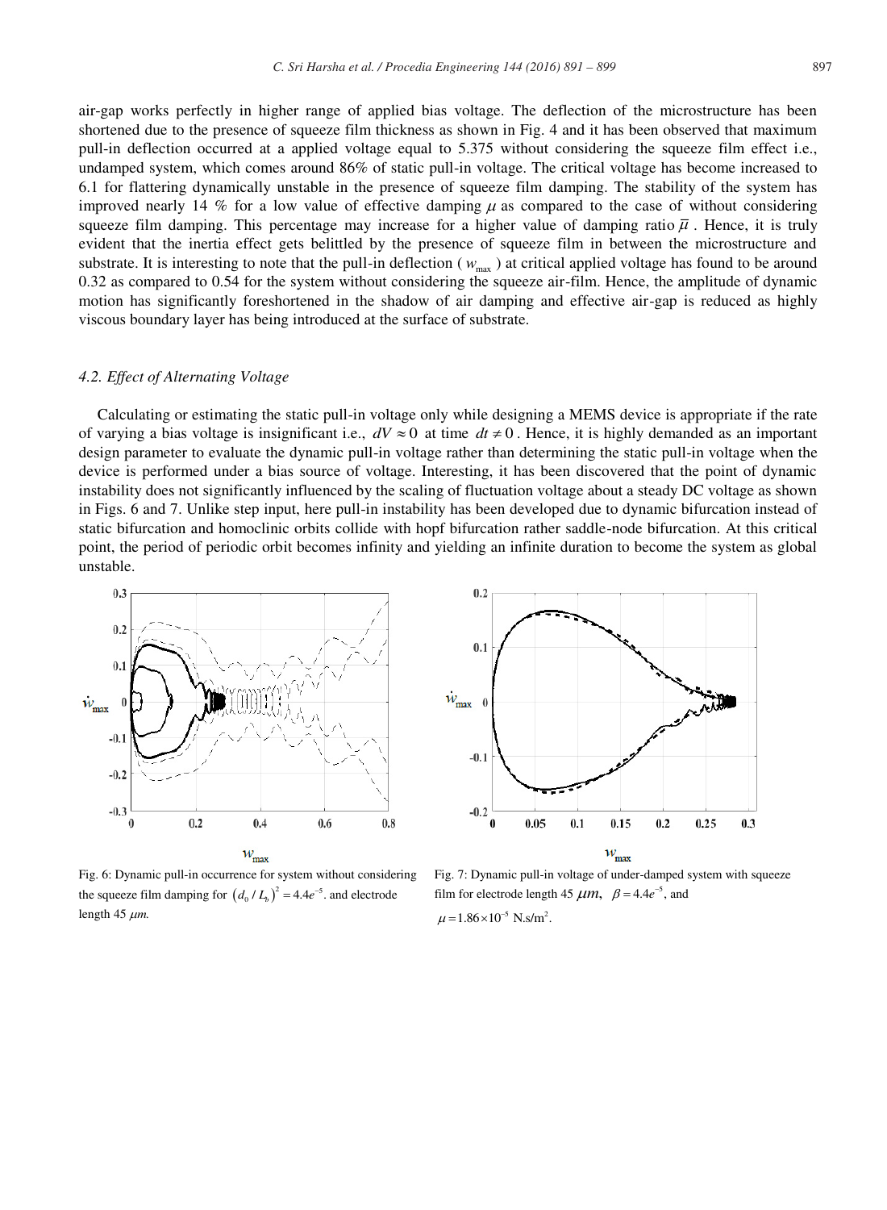air-gap works perfectly in higher range of applied bias voltage. The deflection of the microstructure has been shortened due to the presence of squeeze film thickness as shown in Fig. 4 and it has been observed that maximum pull-in deflection occurred at a applied voltage equal to 5.375 without considering the squeeze film effect i.e., undamped system, which comes around 86% of static pull-in voltage. The critical voltage has become increased to 6.1 for flattering dynamically unstable in the presence of squeeze film damping. The stability of the system has improved nearly 14 % for a low value of effective damping $\mu$ as compared to the case of without considering squeeze film damping. This percentage may increase for a higher value of damping ratio $\bar{\mu}$ . Hence, it is truly evident that the inertia effect gets belittled by the presence of squeeze film in between the microstructure and substrate. It is interesting to note that the pull-in deflection ( $w_{\max}$ ) at critical applied voltage has found to be around 0.32 as compared to 0.54 for the system without considering the squeeze air-film. Hence, the amplitude of dynamic motion has significantly foreshortened in the shadow of air damping and effective air-gap is reduced as highly viscous boundary layer has being introduced at the surface of substrate.

### *4.2. Effect of Alternating Voltage*

Calculating or estimating the static pull-in voltage only while designing a MEMS device is appropriate if the rate of varying a bias voltage is insignificant i.e., $dV \approx 0$ at time $dt \neq 0$ . Hence, it is highly demanded as an important design parameter to evaluate the dynamic pull-in voltage rather than determining the static pull-in voltage when the device is performed under a bias source of voltage. Interesting, it has been discovered that the point of dynamic instability does not significantly influenced by the scaling of fluctuation voltage about a steady DC voltage as shown in Figs. 6 and 7. Unlike step input, here pull-in instability has been developed due to dynamic bifurcation instead of static bifurcation and homoclinic orbits collide with hopf bifurcation rather saddle-node bifurcation. At this critical point, the period of periodic orbit becomes infinity and yielding an infinite duration to become the system as global unstable.

Fig. 6: Dynamic pull-in occurrence for system without considering the squeeze film damping for $(d_0 / L_b)^2 = 4.4e^{-5}$. and electrode length 45 $\mu m$.

Fig. 7: Dynamic pull-in voltage of under-damped system with squeeze film for electrode length 45 $\mu m$, $\beta = 4.4e^{-5}$, and $\mu = 1.86 \times 10^{-5}$ N.s/m$^2$.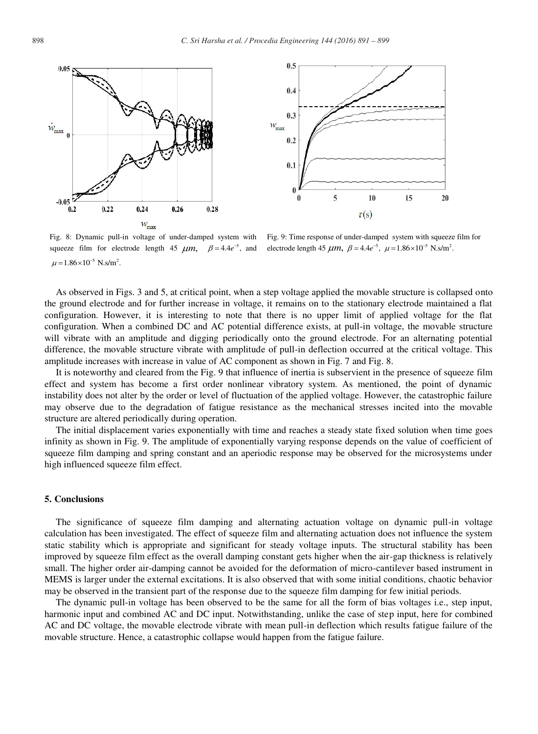0.05

$\dot{w}_{\max}$ 0

-0.05

0.2 0.22 0.24 0.26 0.28

$w_{\max}$

0.5

0.4

0.3

$w_{\max}$

0.2

0.1

0

0 5 10 15 20

$\tau$(s)

Fig. 8: Dynamic pull-in voltage of under-damped system with squeeze film for electrode length 45 $\mu m$, $\beta = 4.4e^{-5}$, and $\mu = 1.86\times10^{-5}$ N.s/m$^2$.

Fig. 9: Time response of under-damped system with squeeze film for electrode length 45 $\mu m$, $\beta = 4.4e^{-5}$, $\mu = 1.86\times10^{-5}$ N.s/m$^2$.

As observed in Figs. 3 and 5, at critical point, when a step voltage applied the movable structure is collapsed onto the ground electrode and for further increase in voltage, it remains on to the stationary electrode maintained a flat configuration. However, it is interesting to note that there is no upper limit of applied voltage for the flat configuration. When a combined DC and AC potential difference exists, at pull-in voltage, the movable structure will vibrate with an amplitude and digging periodically onto the ground electrode. For an alternating potential difference, the movable structure vibrate with amplitude of pull-in deflection occurred at the critical voltage. This amplitude increases with increase in value of AC component as shown in Fig. 7 and Fig. 8.

It is noteworthy and cleared from the Fig. 9 that influence of inertia is subservient in the presence of squeeze film effect and system has become a first order nonlinear vibratory system. As mentioned, the point of dynamic instability does not alter by the order or level of fluctuation of the applied voltage. However, the catastrophic failure may observe due to the degradation of fatigue resistance as the mechanical stresses incited into the movable structure are altered periodically during operation.

The initial displacement varies exponentially with time and reaches a steady state fixed solution when time goes infinity as shown in Fig. 9. The amplitude of exponentially varying response depends on the value of coefficient of squeeze film damping and spring constant and an aperiodic response may be observed for the microsystems under high influenced squeeze film effect.

## 5. Conclusions

The significance of squeeze film damping and alternating actuation voltage on dynamic pull-in voltage calculation has been investigated. The effect of squeeze film and alternating actuation does not influence the system static stability which is appropriate and significant for steady voltage inputs. The structural stability has been improved by squeeze film effect as the overall damping constant gets higher when the air-gap thickness is relatively small. The higher order air-damping cannot be avoided for the deformation of micro-cantilever based instrument in MEMS is larger under the external excitations. It is also observed that with some initial conditions, chaotic behavior may be observed in the transient part of the response due to the squeeze film damping for few initial periods.

The dynamic pull-in voltage has been observed to be the same for all the form of bias voltages i.e., step input, harmonic input and combined AC and DC input. Notwithstanding, unlike the case of step input, here for combined AC and DC voltage, the movable electrode vibrate with mean pull-in deflection which results fatigue failure of the movable structure. Hence, a catastrophic collapse would happen from the fatigue failure.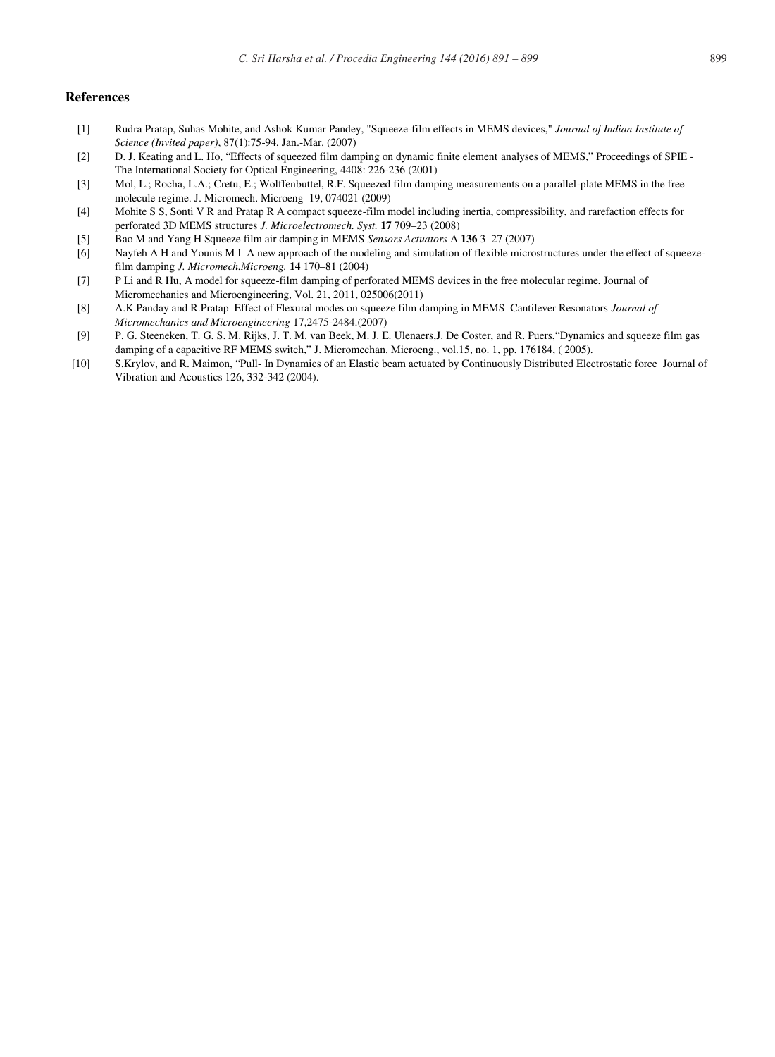## References

[1] Rudra Pratap, Suhas Mohite, and Ashok Kumar Pandey, "Squeeze-film effects in MEMS devices," *Journal of Indian Institute of Science (Invited paper)*, 87(1):75-94, Jan.-Mar. (2007)

[2] D. J. Keating and L. Ho, "Effects of squeezed film damping on dynamic finite element analyses of MEMS," Proceedings of SPIE - The International Society for Optical Engineering, 4408: 226-236 (2001)

[3] Mol, L.; Rocha, L.A.; Cretu, E.; Wolffenbuttel, R.F. Squeezed film damping measurements on a parallel-plate MEMS in the free molecule regime. J. Micromech. Microeng 19, 074021 (2009)

[4] Mohite S S, Sonti V R and Pratap R A compact squeeze-film model including inertia, compressibility, and rarefaction effects for perforated 3D MEMS structures *J. Microelectromech. Syst.* **17** 709–23 (2008)

[5] Bao M and Yang H Squeeze film air damping in MEMS *Sensors Actuators* A **136** 3–27 (2007)

[6] Nayfeh A H and Younis M I A new approach of the modeling and simulation of flexible microstructures under the effect of squeeze-film damping *J. Micromech.Microeng.* **14** 170–81 (2004)

[7] P Li and R Hu, A model for squeeze-film damping of perforated MEMS devices in the free molecular regime, Journal of Micromechanics and Microengineering, Vol. 21, 2011, 025006(2011)

[8] A.K.Panday and R.Pratap Effect of Flexural modes on squeeze film damping in MEMS Cantilever Resonators *Journal of Micromechanics and Microengineering* 17,2475-2484.(2007)

[9] P. G. Steeneken, T. G. S. M. Rijks, J. T. M. van Beek, M. J. E. Ulenaers,J. De Coster, and R. Puers,"Dynamics and squeeze film gas damping of a capacitive RF MEMS switch," J. Micromechan. Microeng., vol.15, no. 1, pp. 176184, ( 2005).

[10] S.Krylov, and R. Maimon, "Pull- In Dynamics of an Elastic beam actuated by Continuously Distributed Electrostatic force Journal of Vibration and Acoustics 126, 332-342 (2004).